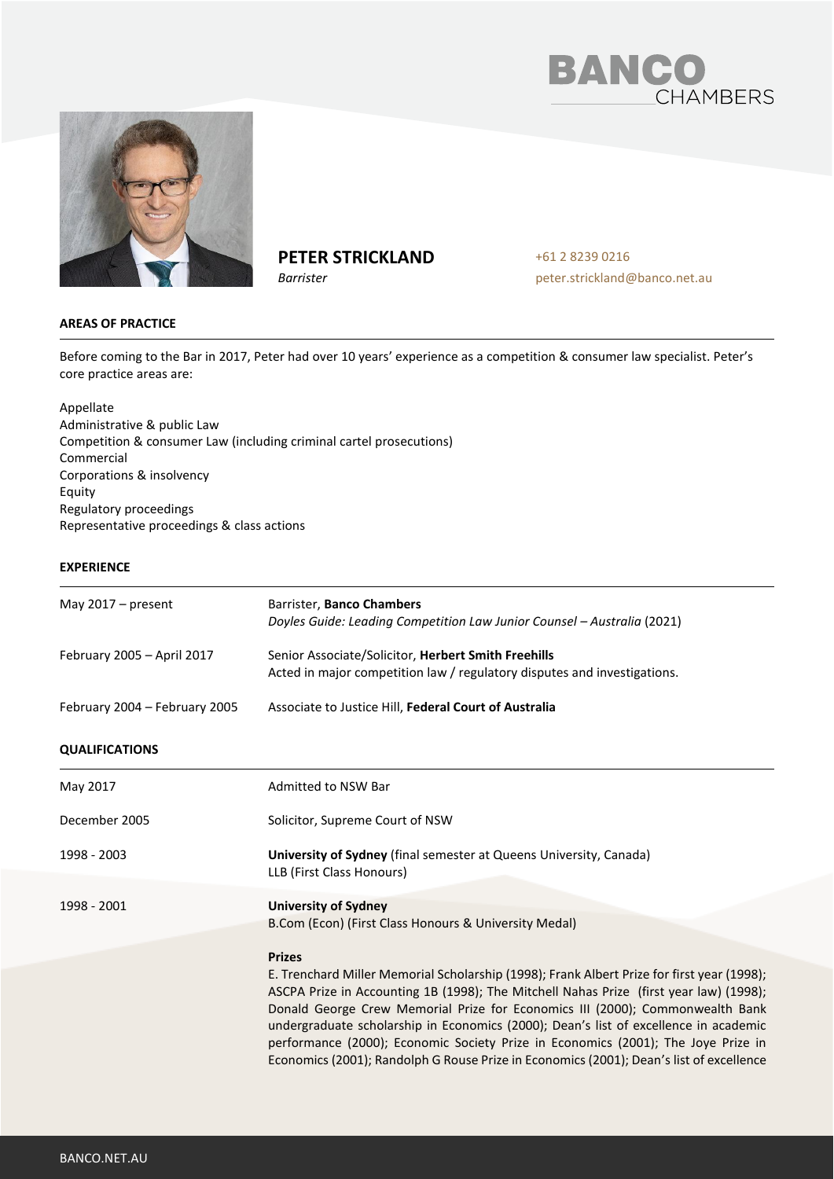# PETER STRICKLAND

*Barrister*

+61 2 8239 0216
peter.strickland@banco.net.au

## AREAS OF PRACTICE

Before coming to the Bar in 2017, Peter had over 10 years' experience as a competition & consumer law specialist. Peter's core practice areas are:

Appellate
Administrative & public Law
Competition & consumer Law (including criminal cartel prosecutions)
Commercial
Corporations & insolvency
Equity
Regulatory proceedings
Representative proceedings & class actions

## EXPERIENCE

| | |
|---|---|
| May 2017 – present | Barrister, **Banco Chambers**<br>*Doyles Guide: Leading Competition Law Junior Counsel – Australia* (2021) |
| February 2005 – April 2017 | Senior Associate/Solicitor, **Herbert Smith Freehills**<br>Acted in major competition law / regulatory disputes and investigations. |
| February 2004 – February 2005 | Associate to Justice Hill, **Federal Court of Australia** |

## QUALIFICATIONS

| | |
|---|---|
| May 2017 | Admitted to NSW Bar |
| December 2005 | Solicitor, Supreme Court of NSW |
| 1998 - 2003 | **University of Sydney** (final semester at Queens University, Canada)<br>LLB (First Class Honours) |
| 1998 - 2001 | **University of Sydney**<br>B.Com (Econ) (First Class Honours & University Medal) |

**Prizes**

E. Trenchard Miller Memorial Scholarship (1998); Frank Albert Prize for first year (1998); ASCPA Prize in Accounting 1B (1998); The Mitchell Nahas Prize (first year law) (1998); Donald George Crew Memorial Prize for Economics III (2000); Commonwealth Bank undergraduate scholarship in Economics (2000); Dean's list of excellence in academic performance (2000); Economic Society Prize in Economics (2001); The Joye Prize in Economics (2001); Randolph G Rouse Prize in Economics (2001); Dean's list of excellence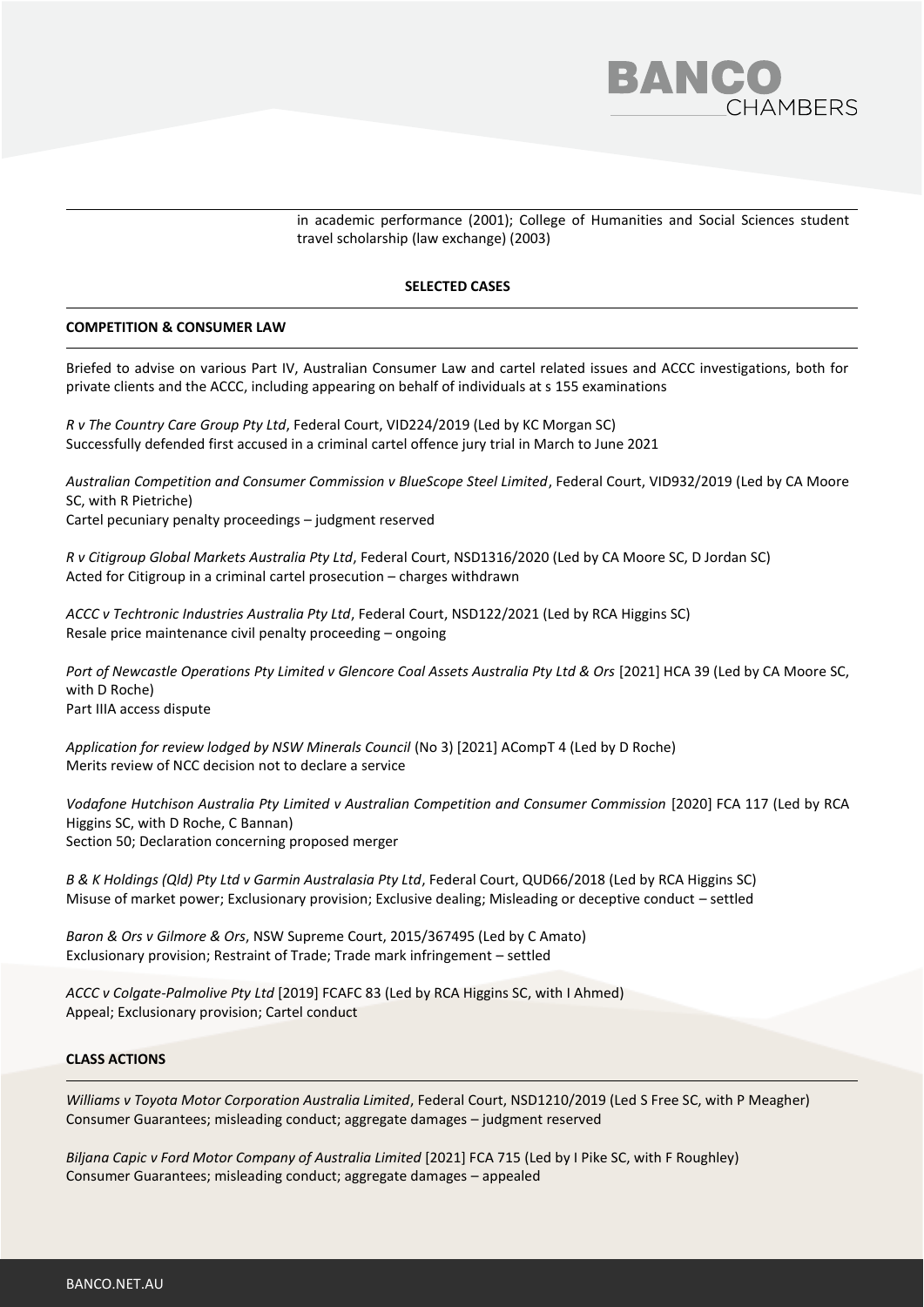in academic performance (2001); College of Humanities and Social Sciences student travel scholarship (law exchange) (2003)

**SELECTED CASES**

**COMPETITION & CONSUMER LAW**

Briefed to advise on various Part IV, Australian Consumer Law and cartel related issues and ACCC investigations, both for private clients and the ACCC, including appearing on behalf of individuals at s 155 examinations

*R v The Country Care Group Pty Ltd*, Federal Court, VID224/2019 (Led by KC Morgan SC)
Successfully defended first accused in a criminal cartel offence jury trial in March to June 2021

*Australian Competition and Consumer Commission v BlueScope Steel Limited*, Federal Court, VID932/2019 (Led by CA Moore SC, with R Pietriche)
Cartel pecuniary penalty proceedings – judgment reserved

*R v Citigroup Global Markets Australia Pty Ltd*, Federal Court, NSD1316/2020 (Led by CA Moore SC, D Jordan SC)
Acted for Citigroup in a criminal cartel prosecution – charges withdrawn

*ACCC v Techtronic Industries Australia Pty Ltd*, Federal Court, NSD122/2021 (Led by RCA Higgins SC)
Resale price maintenance civil penalty proceeding – ongoing

*Port of Newcastle Operations Pty Limited v Glencore Coal Assets Australia Pty Ltd & Ors* [2021] HCA 39 (Led by CA Moore SC, with D Roche)
Part IIIA access dispute

*Application for review lodged by NSW Minerals Council* (No 3) [2021] ACompT 4 (Led by D Roche)
Merits review of NCC decision not to declare a service

*Vodafone Hutchison Australia Pty Limited v Australian Competition and Consumer Commission* [2020] FCA 117 (Led by RCA Higgins SC, with D Roche, C Bannan)
Section 50; Declaration concerning proposed merger

*B & K Holdings (Qld) Pty Ltd v Garmin Australasia Pty Ltd*, Federal Court, QUD66/2018 (Led by RCA Higgins SC)
Misuse of market power; Exclusionary provision; Exclusive dealing; Misleading or deceptive conduct – settled

*Baron & Ors v Gilmore & Ors*, NSW Supreme Court, 2015/367495 (Led by C Amato)
Exclusionary provision; Restraint of Trade; Trade mark infringement – settled

*ACCC v Colgate-Palmolive Pty Ltd* [2019] FCAFC 83 (Led by RCA Higgins SC, with I Ahmed)
Appeal; Exclusionary provision; Cartel conduct

**CLASS ACTIONS**

*Williams v Toyota Motor Corporation Australia Limited*, Federal Court, NSD1210/2019 (Led S Free SC, with P Meagher)
Consumer Guarantees; misleading conduct; aggregate damages – judgment reserved

*Biljana Capic v Ford Motor Company of Australia Limited* [2021] FCA 715 (Led by I Pike SC, with F Roughley)
Consumer Guarantees; misleading conduct; aggregate damages – appealed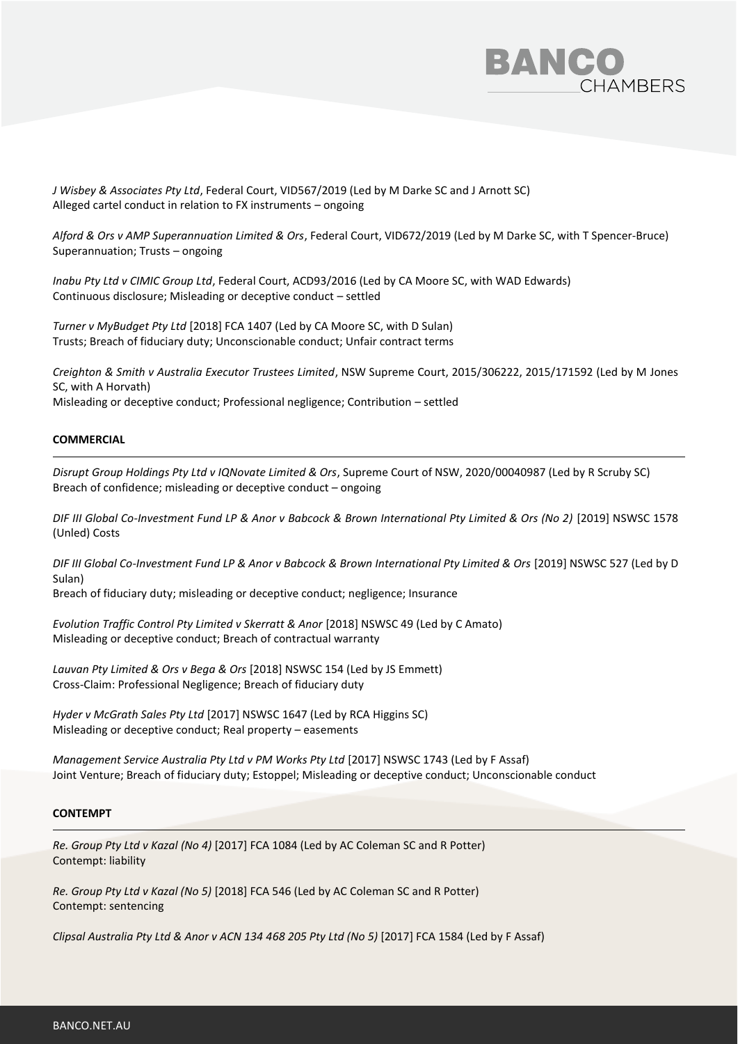*J Wisbey & Associates Pty Ltd*, Federal Court, VID567/2019 (Led by M Darke SC and J Arnott SC)
Alleged cartel conduct in relation to FX instruments – ongoing

*Alford & Ors v AMP Superannuation Limited & Ors*, Federal Court, VID672/2019 (Led by M Darke SC, with T Spencer-Bruce)
Superannuation; Trusts – ongoing

*Inabu Pty Ltd v CIMIC Group Ltd*, Federal Court, ACD93/2016 (Led by CA Moore SC, with WAD Edwards)
Continuous disclosure; Misleading or deceptive conduct – settled

*Turner v MyBudget Pty Ltd* [2018] FCA 1407 (Led by CA Moore SC, with D Sulan)
Trusts; Breach of fiduciary duty; Unconscionable conduct; Unfair contract terms

*Creighton & Smith v Australia Executor Trustees Limited*, NSW Supreme Court, 2015/306222, 2015/171592 (Led by M Jones SC, with A Horvath)
Misleading or deceptive conduct; Professional negligence; Contribution – settled

**COMMERCIAL**

*Disrupt Group Holdings Pty Ltd v IQNovate Limited & Ors*, Supreme Court of NSW, 2020/00040987 (Led by R Scruby SC)
Breach of confidence; misleading or deceptive conduct – ongoing

*DIF III Global Co-Investment Fund LP & Anor v Babcock & Brown International Pty Limited & Ors (No 2)* [2019] NSWSC 1578 (Unled) Costs

*DIF III Global Co-Investment Fund LP & Anor v Babcock & Brown International Pty Limited & Ors* [2019] NSWSC 527 (Led by D Sulan)
Breach of fiduciary duty; misleading or deceptive conduct; negligence; Insurance

*Evolution Traffic Control Pty Limited v Skerratt & Anor* [2018] NSWSC 49 (Led by C Amato)
Misleading or deceptive conduct; Breach of contractual warranty

*Lauvan Pty Limited & Ors v Bega & Ors* [2018] NSWSC 154 (Led by JS Emmett)
Cross-Claim: Professional Negligence; Breach of fiduciary duty

*Hyder v McGrath Sales Pty Ltd* [2017] NSWSC 1647 (Led by RCA Higgins SC)
Misleading or deceptive conduct; Real property – easements

*Management Service Australia Pty Ltd v PM Works Pty Ltd* [2017] NSWSC 1743 (Led by F Assaf)
Joint Venture; Breach of fiduciary duty; Estoppel; Misleading or deceptive conduct; Unconscionable conduct

**CONTEMPT**

*Re. Group Pty Ltd v Kazal (No 4)* [2017] FCA 1084 (Led by AC Coleman SC and R Potter)
Contempt: liability

*Re. Group Pty Ltd v Kazal (No 5)* [2018] FCA 546 (Led by AC Coleman SC and R Potter)
Contempt: sentencing

*Clipsal Australia Pty Ltd & Anor v ACN 134 468 205 Pty Ltd (No 5)* [2017] FCA 1584 (Led by F Assaf)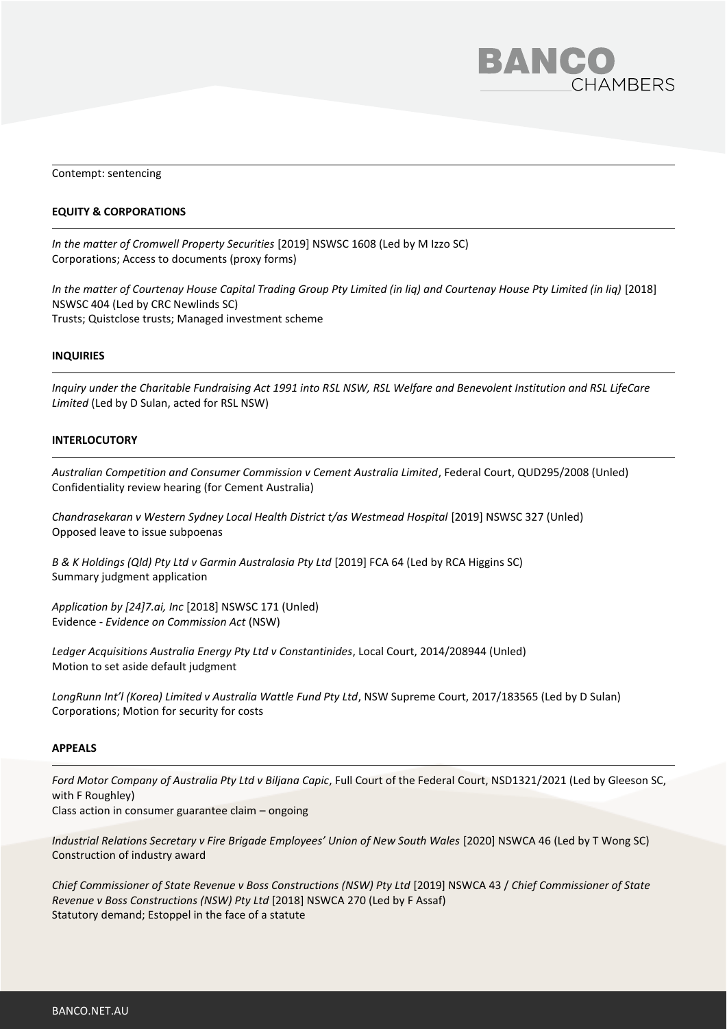Contempt: sentencing

**EQUITY & CORPORATIONS**

*In the matter of Cromwell Property Securities* [2019] NSWSC 1608 (Led by M Izzo SC)
Corporations; Access to documents (proxy forms)

*In the matter of Courtenay House Capital Trading Group Pty Limited (in liq) and Courtenay House Pty Limited (in liq)* [2018] NSWSC 404 (Led by CRC Newlinds SC)
Trusts; Quistclose trusts; Managed investment scheme

**INQUIRIES**

*Inquiry under the Charitable Fundraising Act 1991 into RSL NSW, RSL Welfare and Benevolent Institution and RSL LifeCare Limited* (Led by D Sulan, acted for RSL NSW)

**INTERLOCUTORY**

*Australian Competition and Consumer Commission v Cement Australia Limited*, Federal Court, QUD295/2008 (Unled)
Confidentiality review hearing (for Cement Australia)

*Chandrasekaran v Western Sydney Local Health District t/as Westmead Hospital* [2019] NSWSC 327 (Unled)
Opposed leave to issue subpoenas

*B & K Holdings (Qld) Pty Ltd v Garmin Australasia Pty Ltd* [2019] FCA 64 (Led by RCA Higgins SC)
Summary judgment application

*Application by [24]7.ai, Inc* [2018] NSWSC 171 (Unled)
Evidence - *Evidence on Commission Act* (NSW)

*Ledger Acquisitions Australia Energy Pty Ltd v Constantinides*, Local Court, 2014/208944 (Unled)
Motion to set aside default judgment

*LongRunn Int'l (Korea) Limited v Australia Wattle Fund Pty Ltd*, NSW Supreme Court, 2017/183565 (Led by D Sulan)
Corporations; Motion for security for costs

**APPEALS**

*Ford Motor Company of Australia Pty Ltd v Biljana Capic*, Full Court of the Federal Court, NSD1321/2021 (Led by Gleeson SC, with F Roughley)
Class action in consumer guarantee claim – ongoing

*Industrial Relations Secretary v Fire Brigade Employees' Union of New South Wales* [2020] NSWCA 46 (Led by T Wong SC)
Construction of industry award

*Chief Commissioner of State Revenue v Boss Constructions (NSW) Pty Ltd* [2019] NSWCA 43 / *Chief Commissioner of State Revenue v Boss Constructions (NSW) Pty Ltd* [2018] NSWCA 270 (Led by F Assaf)
Statutory demand; Estoppel in the face of a statute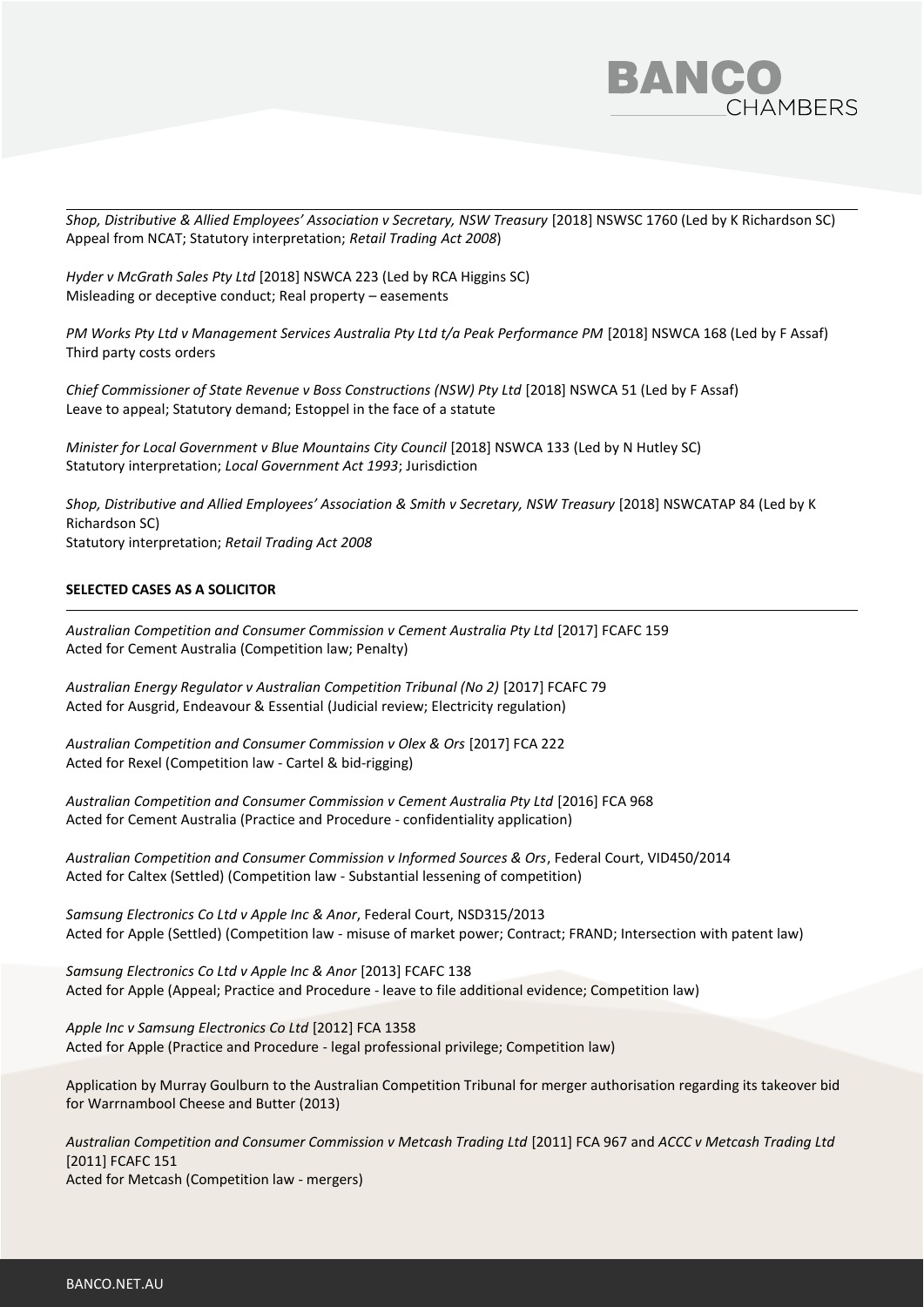*Shop, Distributive & Allied Employees' Association v Secretary, NSW Treasury* [2018] NSWSC 1760 (Led by K Richardson SC)
Appeal from NCAT; Statutory interpretation; *Retail Trading Act 2008*)

*Hyder v McGrath Sales Pty Ltd* [2018] NSWCA 223 (Led by RCA Higgins SC)
Misleading or deceptive conduct; Real property – easements

*PM Works Pty Ltd v Management Services Australia Pty Ltd t/a Peak Performance PM* [2018] NSWCA 168 (Led by F Assaf)
Third party costs orders

*Chief Commissioner of State Revenue v Boss Constructions (NSW) Pty Ltd* [2018] NSWCA 51 (Led by F Assaf)
Leave to appeal; Statutory demand; Estoppel in the face of a statute

*Minister for Local Government v Blue Mountains City Council* [2018] NSWCA 133 (Led by N Hutley SC)
Statutory interpretation; *Local Government Act 1993*; Jurisdiction

*Shop, Distributive and Allied Employees' Association & Smith v Secretary, NSW Treasury* [2018] NSWCATAP 84 (Led by K Richardson SC)
Statutory interpretation; *Retail Trading Act 2008*

**SELECTED CASES AS A SOLICITOR**

*Australian Competition and Consumer Commission v Cement Australia Pty Ltd* [2017] FCAFC 159
Acted for Cement Australia (Competition law; Penalty)

*Australian Energy Regulator v Australian Competition Tribunal (No 2)* [2017] FCAFC 79
Acted for Ausgrid, Endeavour & Essential (Judicial review; Electricity regulation)

*Australian Competition and Consumer Commission v Olex & Ors* [2017] FCA 222
Acted for Rexel (Competition law - Cartel & bid-rigging)

*Australian Competition and Consumer Commission v Cement Australia Pty Ltd* [2016] FCA 968
Acted for Cement Australia (Practice and Procedure - confidentiality application)

*Australian Competition and Consumer Commission v Informed Sources & Ors*, Federal Court, VID450/2014
Acted for Caltex (Settled) (Competition law - Substantial lessening of competition)

*Samsung Electronics Co Ltd v Apple Inc & Anor*, Federal Court, NSD315/2013
Acted for Apple (Settled) (Competition law - misuse of market power; Contract; FRAND; Intersection with patent law)

*Samsung Electronics Co Ltd v Apple Inc & Anor* [2013] FCAFC 138
Acted for Apple (Appeal; Practice and Procedure - leave to file additional evidence; Competition law)

*Apple Inc v Samsung Electronics Co Ltd* [2012] FCA 1358
Acted for Apple (Practice and Procedure - legal professional privilege; Competition law)

Application by Murray Goulburn to the Australian Competition Tribunal for merger authorisation regarding its takeover bid for Warrnambool Cheese and Butter (2013)

*Australian Competition and Consumer Commission v Metcash Trading Ltd* [2011] FCA 967 and *ACCC v Metcash Trading Ltd* [2011] FCAFC 151
Acted for Metcash (Competition law - mergers)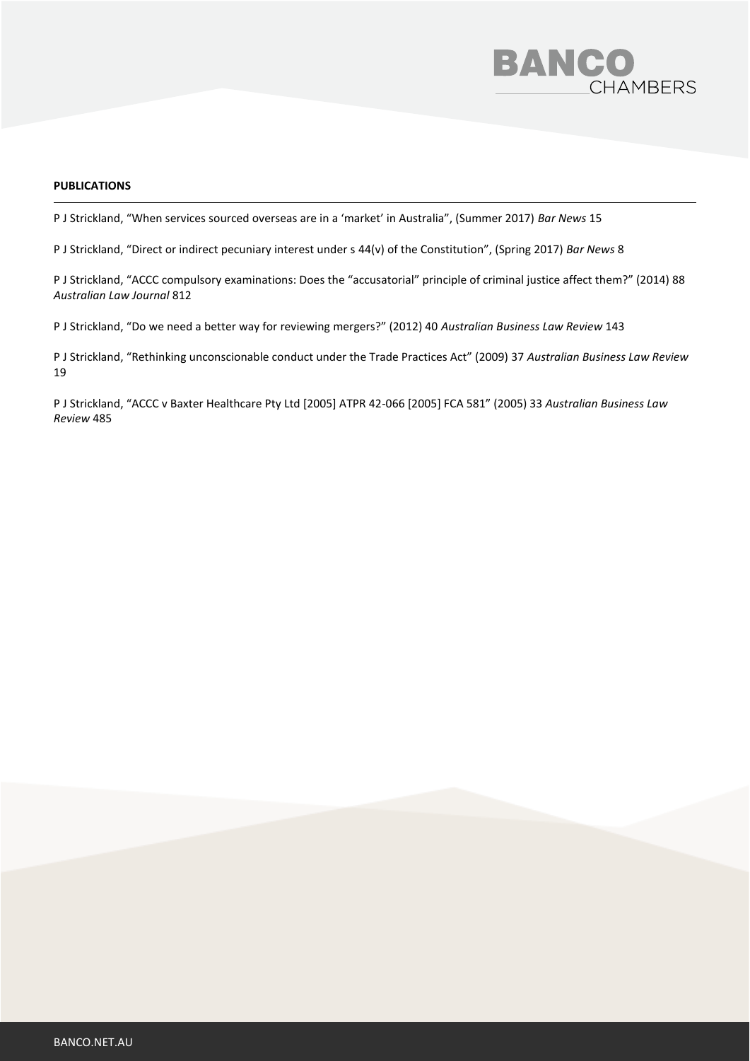**PUBLICATIONS**

P J Strickland, "When services sourced overseas are in a 'market' in Australia", (Summer 2017) *Bar News* 15

P J Strickland, "Direct or indirect pecuniary interest under s 44(v) of the Constitution", (Spring 2017) *Bar News* 8

P J Strickland, "ACCC compulsory examinations: Does the "accusatorial" principle of criminal justice affect them?" (2014) 88 *Australian Law Journal* 812

P J Strickland, "Do we need a better way for reviewing mergers?" (2012) 40 *Australian Business Law Review* 143

P J Strickland, "Rethinking unconscionable conduct under the Trade Practices Act" (2009) 37 *Australian Business Law Review* 19

P J Strickland, "ACCC v Baxter Healthcare Pty Ltd [2005] ATPR 42-066 [2005] FCA 581" (2005) 33 *Australian Business Law Review* 485